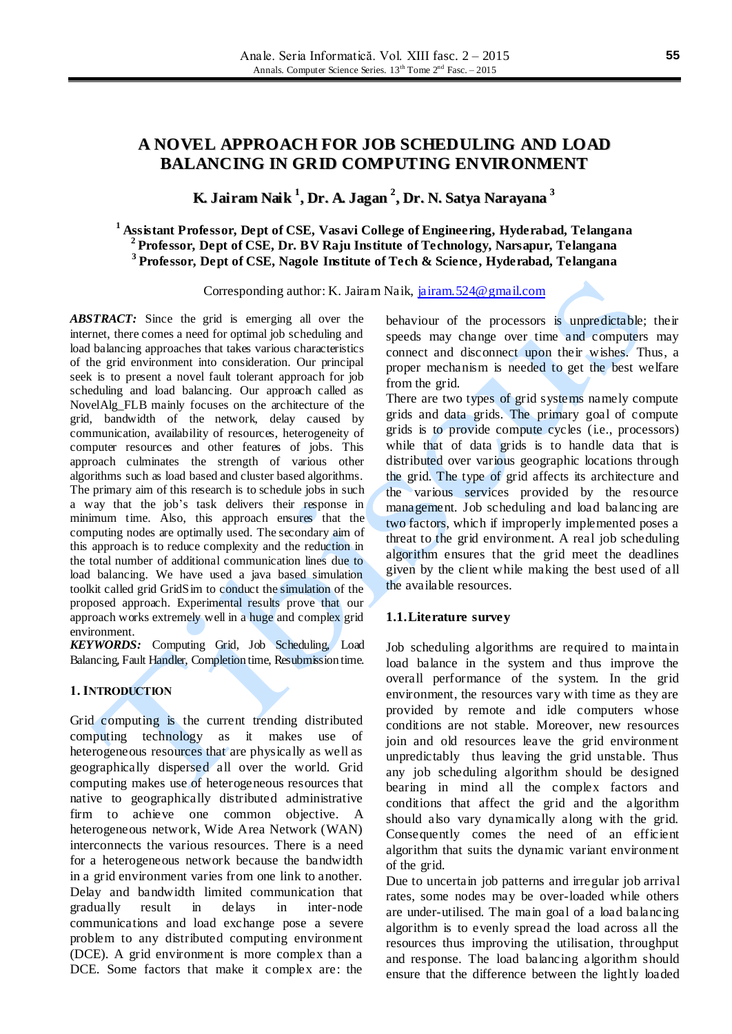# A NOVEL APPROACH FOR JOB SCHEDULING AND LOAD BALANCING IN GRID COMPUTING ENVIRONMENT

**K. Jairam Naik [1], Dr. A. Jagan [2], Dr. N. Satya Narayana [3]**

[1] **Assistant Professor, Dept of CSE, Vasavi College of Engineering, Hyderabad, Telangana**
[2] **Professor, Dept of CSE, Dr. BV Raju Institute of Technology, Narsapur, Telangana**
[3] **Professor, Dept of CSE, Nagole Institute of Tech & Science, Hyderabad, Telangana**

Corresponding author: K. Jairam Naik, jairam.524@gmail.com

***ABSTRACT:*** Since the grid is emerging all over the internet, there comes a need for optimal job scheduling and load balancing approaches that takes various characteristics of the grid environment into consideration. Our principal seek is to present a novel fault tolerant approach for job scheduling and load balancing. Our approach called as NovelAlg_FLB mainly focuses on the architecture of the grid, bandwidth of the network, delay caused by communication, availability of resources, heterogeneity of computer resources and other features of jobs. This approach culminates the strength of various other algorithms such as load based and cluster based algorithms. The primary aim of this research is to schedule jobs in such a way that the job's task delivers their response in minimum time. Also, this approach ensures that the computing nodes are optimally used. The secondary aim of this approach is to reduce complexity and the reduction in the total number of additional communication lines due to load balancing. We have used a java based simulation toolkit called grid GridSim to conduct the simulation of the proposed approach. Experimental results prove that our approach works extremely well in a huge and complex grid environment.

***KEYWORDS:*** Computing Grid, Job Scheduling, Load Balancing, Fault Handler, Completion time, Resubmission time.

## 1. INTRODUCTION

Grid computing is the current trending distributed computing technology as it makes use of heterogeneous resources that are physically as well as geographically dispersed all over the world. Grid computing makes use of heterogeneous resources that native to geographically distributed administrative firm to achieve one common objective. A heterogeneous network, Wide Area Network (WAN) interconnects the various resources. There is a need for a heterogeneous network because the bandwidth in a grid environment varies from one link to another. Delay and bandwidth limited communication that gradually result in delays in inter-node communications and load exchange pose a severe problem to any distributed computing environment (DCE). A grid environment is more complex than a DCE. Some factors that make it complex are: the behaviour of the processors is unpredictable; their speeds may change over time and computers may connect and disconnect upon their wishes. Thus, a proper mechanism is needed to get the best welfare from the grid.

There are two types of grid systems namely compute grids and data grids. The primary goal of compute grids is to provide compute cycles (i.e., processors) while that of data grids is to handle data that is distributed over various geographic locations through the grid. The type of grid affects its architecture and the various services provided by the resource management. Job scheduling and load balancing are two factors, which if improperly implemented poses a threat to the grid environment. A real job scheduling algorithm ensures that the grid meet the deadlines given by the client while making the best used of all the available resources.

### 1.1. Literature survey

Job scheduling algorithms are required to maintain load balance in the system and thus improve the overall performance of the system. In the grid environment, the resources vary with time as they are provided by remote and idle computers whose conditions are not stable. Moreover, new resources join and old resources leave the grid environment unpredictably thus leaving the grid unstable. Thus any job scheduling algorithm should be designed bearing in mind all the complex factors and conditions that affect the grid and the algorithm should also vary dynamically along with the grid. Consequently comes the need of an efficient algorithm that suits the dynamic variant environment of the grid.

Due to uncertain job patterns and irregular job arrival rates, some nodes may be over-loaded while others are under-utilised. The main goal of a load balancing algorithm is to evenly spread the load across all the resources thus improving the utilisation, throughput and response. The load balancing algorithm should ensure that the difference between the lightly loaded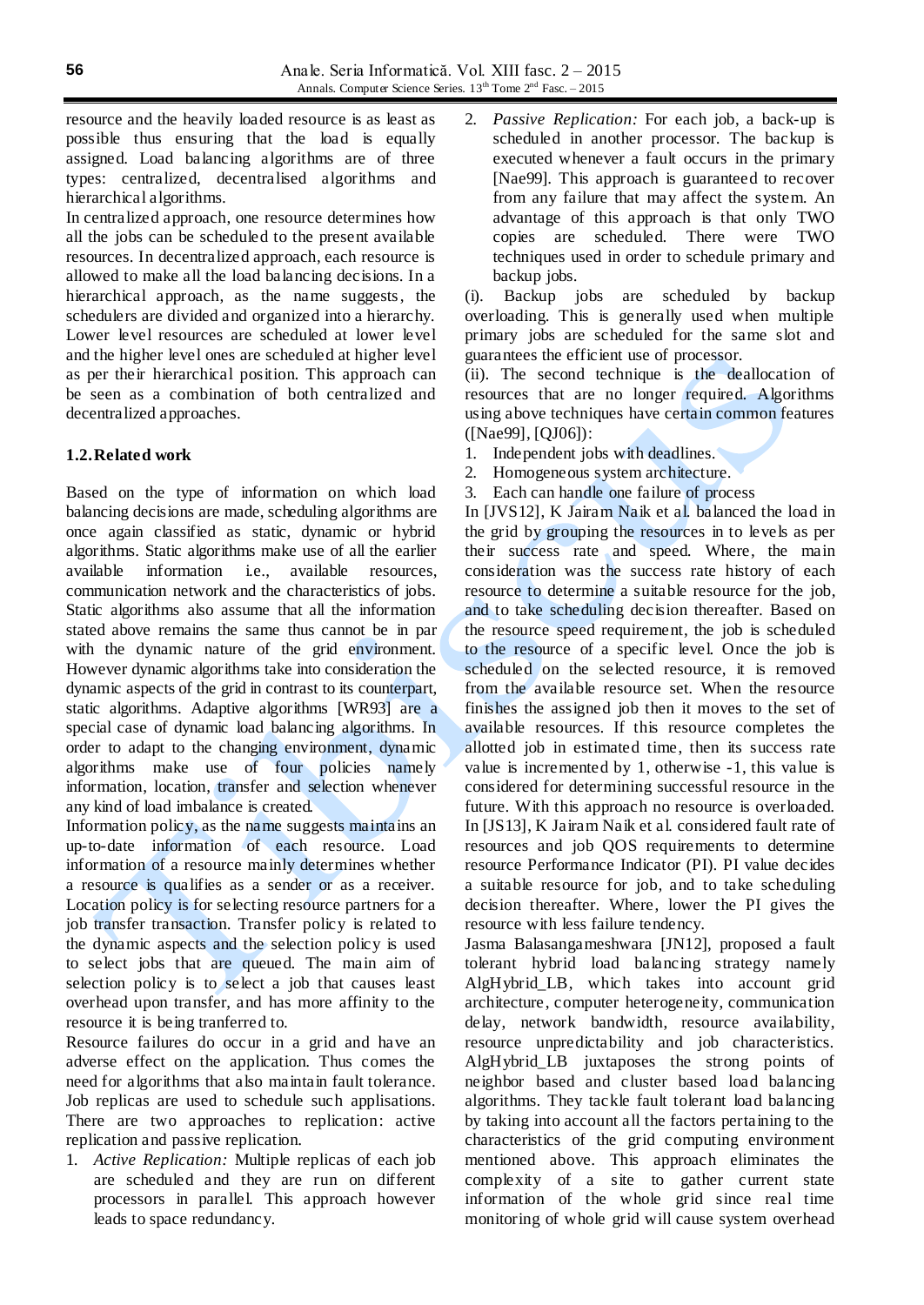resource and the heavily loaded resource is as least as possible thus ensuring that the load is equally assigned. Load balancing algorithms are of three types: centralized, decentralised algorithms and hierarchical algorithms.

In centralized approach, one resource determines how all the jobs can be scheduled to the present available resources. In decentralized approach, each resource is allowed to make all the load balancing decisions. In a hierarchical approach, as the name suggests, the schedulers are divided and organized into a hierarchy. Lower level resources are scheduled at lower level and the higher level ones are scheduled at higher level as per their hierarchical position. This approach can be seen as a combination of both centralized and decentralized approaches.

### 1.2. Related work

Based on the type of information on which load balancing decisions are made, scheduling algorithms are once again classified as static, dynamic or hybrid algorithms. Static algorithms make use of all the earlier available information i.e., available resources, communication network and the characteristics of jobs. Static algorithms also assume that all the information stated above remains the same thus cannot be in par with the dynamic nature of the grid environment. However dynamic algorithms take into consideration the dynamic aspects of the grid in contrast to its counterpart, static algorithms. Adaptive algorithms [WR93] are a special case of dynamic load balancing algorithms. In order to adapt to the changing environment, dynamic algorithms make use of four policies namely information, location, transfer and selection whenever any kind of load imbalance is created.

Information policy, as the name suggests maintains an up-to-date information of each resource. Load information of a resource mainly determines whether a resource is qualifies as a sender or as a receiver. Location policy is for selecting resource partners for a job transfer transaction. Transfer policy is related to the dynamic aspects and the selection policy is used to select jobs that are queued. The main aim of selection policy is to select a job that causes least overhead upon transfer, and has more affinity to the resource it is being tranferred to.

Resource failures do occur in a grid and have an adverse effect on the application. Thus comes the need for algorithms that also maintain fault tolerance. Job replicas are used to schedule such applisations. There are two approaches to replication: active replication and passive replication.

1. *Active Replication:* Multiple replicas of each job are scheduled and they are run on different processors in parallel. This approach however leads to space redundancy.
2. *Passive Replication:* For each job, a back-up is scheduled in another processor. The backup is executed whenever a fault occurs in the primary [Nae99]. This approach is guaranteed to recover from any failure that may affect the system. An advantage of this approach is that only TWO copies are scheduled. There were TWO techniques used in order to schedule primary and backup jobs.

(i). Backup jobs are scheduled by backup overloading. This is generally used when multiple primary jobs are scheduled for the same slot and guarantees the efficient use of processor.

(ii). The second technique is the deallocation of resources that are no longer required. Algorithms using above techniques have certain common features ([Nae99], [QJ06]):

1. Independent jobs with deadlines.
2. Homogeneous system architecture.
3. Each can handle one failure of process

In [JVS12], K Jairam Naik et al. balanced the load in the grid by grouping the resources in to levels as per their success rate and speed. Where, the main consideration was the success rate history of each resource to determine a suitable resource for the job, and to take scheduling decision thereafter. Based on the resource speed requirement, the job is scheduled to the resource of a specific level. Once the job is scheduled on the selected resource, it is removed from the available resource set. When the resource finishes the assigned job then it moves to the set of available resources. If this resource completes the allotted job in estimated time, then its success rate value is incremented by 1, otherwise -1, this value is considered for determining successful resource in the future. With this approach no resource is overloaded.

In [JS13], K Jairam Naik et al. considered fault rate of resources and job QOS requirements to determine resource Performance Indicator (PI). PI value decides a suitable resource for job, and to take scheduling decision thereafter. Where, lower the PI gives the resource with less failure tendency.

Jasma Balasangameshwara [JN12], proposed a fault tolerant hybrid load balancing strategy namely AlgHybrid_LB, which takes into account grid architecture, computer heterogeneity, communication delay, network bandwidth, resource availability, resource unpredictability and job characteristics. AlgHybrid_LB juxtaposes the strong points of neighbor based and cluster based load balancing algorithms. They tackle fault tolerant load balancing by taking into account all the factors pertaining to the characteristics of the grid computing environment mentioned above. This approach eliminates the complexity of a site to gather current state information of the whole grid since real time monitoring of whole grid will cause system overhead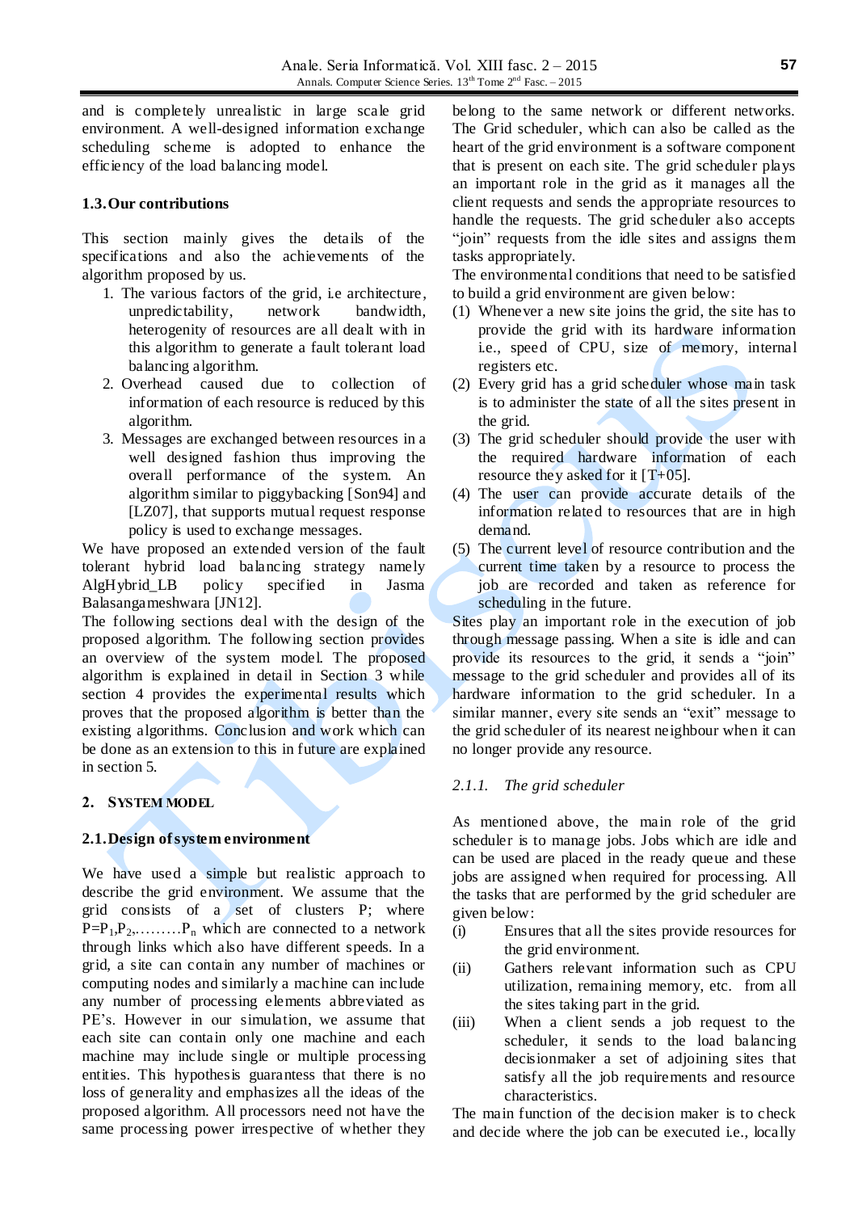and is completely unrealistic in large scale grid environment. A well-designed information exchange scheduling scheme is adopted to enhance the efficiency of the load balancing model.

## 1.3. Our contributions

This section mainly gives the details of the specifications and also the achievements of the algorithm proposed by us.

1. The various factors of the grid, i.e architecture, unpredictability, network bandwidth, heterogenity of resources are all dealt with in this algorithm to generate a fault tolerant load balancing algorithm.
2. Overhead caused due to collection of information of each resource is reduced by this algorithm.
3. Messages are exchanged between resources in a well designed fashion thus improving the overall performance of the system. An algorithm similar to piggybacking [Son94] and [LZ07], that supports mutual request response policy is used to exchange messages.

We have proposed an extended version of the fault tolerant hybrid load balancing strategy namely AlgHybrid_LB policy specified in Jasma Balasangameshwara [JN12].

The following sections deal with the design of the proposed algorithm. The following section provides an overview of the system model. The proposed algorithm is explained in detail in Section 3 while section 4 provides the experimental results which proves that the proposed algorithm is better than the existing algorithms. Conclusion and work which can be done as an extension to this in future are explained in section 5.

# 2. SYSTEM MODEL

## 2.1. Design of system environment

We have used a simple but realistic approach to describe the grid environment. We assume that the grid consists of a set of clusters P; where $P=P_1,P_2,\ldots\ldots\ldots P_n$ which are connected to a network through links which also have different speeds. In a grid, a site can contain any number of machines or computing nodes and similarly a machine can include any number of processing elements abbreviated as PE's. However in our simulation, we assume that each site can contain only one machine and each machine may include single or multiple processing entities. This hypothesis guarantess that there is no loss of generality and emphasizes all the ideas of the proposed algorithm. All processors need not have the same processing power irrespective of whether they belong to the same network or different networks. The Grid scheduler, which can also be called as the heart of the grid environment is a software component that is present on each site. The grid scheduler plays an important role in the grid as it manages all the client requests and sends the appropriate resources to handle the requests. The grid scheduler also accepts "join" requests from the idle sites and assigns them tasks appropriately.

The environmental conditions that need to be satisfied to build a grid environment are given below:

(1) Whenever a new site joins the grid, the site has to provide the grid with its hardware information i.e., speed of CPU, size of memory, internal registers etc.

(2) Every grid has a grid scheduler whose main task is to administer the state of all the sites present in the grid.

(3) The grid scheduler should provide the user with the required hardware information of each resource they asked for it [T+05].

(4) The user can provide accurate details of the information related to resources that are in high demand.

(5) The current level of resource contribution and the current time taken by a resource to process the job are recorded and taken as reference for scheduling in the future.

Sites play an important role in the execution of job through message passing. When a site is idle and can provide its resources to the grid, it sends a "join" message to the grid scheduler and provides all of its hardware information to the grid scheduler. In a similar manner, every site sends an "exit" message to the grid scheduler of its nearest neighbour when it can no longer provide any resource.

### *2.1.1. The grid scheduler*

As mentioned above, the main role of the grid scheduler is to manage jobs. Jobs which are idle and can be used are placed in the ready queue and these jobs are assigned when required for processing. All the tasks that are performed by the grid scheduler are given below:

(i) Ensures that all the sites provide resources for the grid environment.

(ii) Gathers relevant information such as CPU utilization, remaining memory, etc. from all the sites taking part in the grid.

(iii) When a client sends a job request to the scheduler, it sends to the load balancing decisionmaker a set of adjoining sites that satisfy all the job requirements and resource characteristics.

The main function of the decision maker is to check and decide where the job can be executed i.e., locally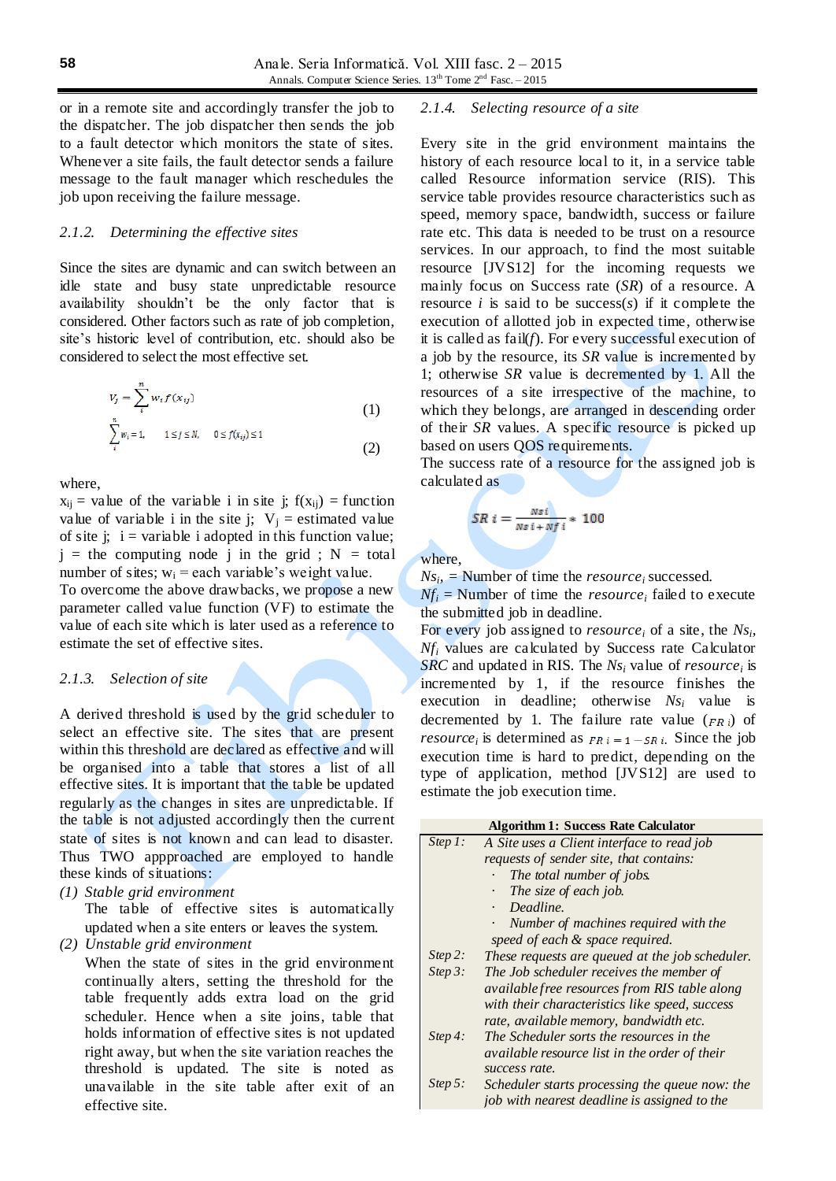or in a remote site and accordingly transfer the job to the dispatcher. The job dispatcher then sends the job to a fault detector which monitors the state of sites. Whenever a site fails, the fault detector sends a failure message to the fault manager which reschedules the job upon receiving the failure message.

### 2.1.2. Determining the effective sites

Since the sites are dynamic and can switch between an idle state and busy state unpredictable resource availability shouldn't be the only factor that is considered. Other factors such as rate of job completion, site's historic level of contribution, etc. should also be considered to select the most effective set.

$$V_j = \sum_{i}^{n} w_i f(x_{ij}) \quad (1)$$

$$\sum_{i}^{n} w_i = 1, \quad 1 \le j \le N, \quad 0 \le f(x_{ij}) \le 1 \quad (2)$$

where,
$x_{ij}$ = value of the variable i in site j; $f(x_{ij})$ = function value of variable i in the site j; $V_j$ = estimated value of site j; i = variable i adopted in this function value; j = the computing node j in the grid ; N = total number of sites; $w_i$ = each variable's weight value.
To overcome the above drawbacks, we propose a new parameter called value function (VF) to estimate the value of each site which is later used as a reference to estimate the set of effective sites.

### 2.1.3. Selection of site

A derived threshold is used by the grid scheduler to select an effective site. The sites that are present within this threshold are declared as effective and will be organised into a table that stores a list of all effective sites. It is important that the table be updated regularly as the changes in sites are unpredictable. If the table is not adjusted accordingly then the current state of sites is not known and can lead to disaster. Thus TWO appproached are employed to handle these kinds of situations:

*(1) Stable grid environment*
The table of effective sites is automatically updated when a site enters or leaves the system.

*(2) Unstable grid environment*
When the state of sites in the grid environment continually alters, setting the threshold for the table frequently adds extra load on the grid scheduler. Hence when a site joins, table that holds information of effective sites is not updated right away, but when the site variation reaches the threshold is updated. The site is noted as unavailable in the site table after exit of an effective site.

### 2.1.4. Selecting resource of a site

Every site in the grid environment maintains the history of each resource local to it, in a service table called Resource information service (RIS). This service table provides resource characteristics such as speed, memory space, bandwidth, success or failure rate etc. This data is needed to be trust on a resource services. In our approach, to find the most suitable resource [JVS12] for the incoming requests we mainly focus on Success rate (*SR*) of a resource. A resource *i* is said to be success(*s*) if it complete the execution of allotted job in expected time, otherwise it is called as fail(*f*). For every successful execution of a job by the resource, its *SR* value is incremented by 1; otherwise *SR* value is decremented by 1. All the resources of a site irrespective of the machine, to which they belongs, are arranged in descending order of their *SR* values. A specific resource is picked up based on users QOS requirements.
The success rate of a resource for the assigned job is calculated as

$$SR\,i = \frac{Nsi}{Nsi + Nfi} * 100$$

where,
$Ns_i$, = Number of time the *resource*$_i$ successed.
$Nf_i$ = Number of time the *resource*$_i$ failed to execute the submitted job in deadline.
For every job assigned to *resource*$_i$ of a site, the $Ns_i$, $Nf_i$ values are calculated by Success rate Calculator *SRC* and updated in RIS. The $Ns_i$ value of *resource*$_i$ is incremented by 1, if the resource finishes the execution in deadline; otherwise $Ns_i$ value is decremented by 1. The failure rate value ($FR\,i$) of *resource*$_i$ is determined as $FR\,i = 1 - SR\,i$. Since the job execution time is hard to predict, depending on the type of application, method [JVS12] are used to estimate the job execution time.

**Algorithm 1: Success Rate Calculator**

| | |
|---|---|
| *Step 1:* | *A Site uses a Client interface to read job requests of sender site, that contains:*<br>· *The total number of jobs.*<br>· *The size of each job.*<br>· *Deadline.*<br>· *Number of machines required with the speed of each & space required.* |
| *Step 2:* | *These requests are queued at the job scheduler.* |
| *Step 3:* | *The Job scheduler receives the member of available free resources from RIS table along with their characteristics like speed, success rate, available memory, bandwidth etc.* |
| *Step 4:* | *The Scheduler sorts the resources in the available resource list in the order of their success rate.* |
| *Step 5:* | *Scheduler starts processing the queue now: the job with nearest deadline is assigned to the* |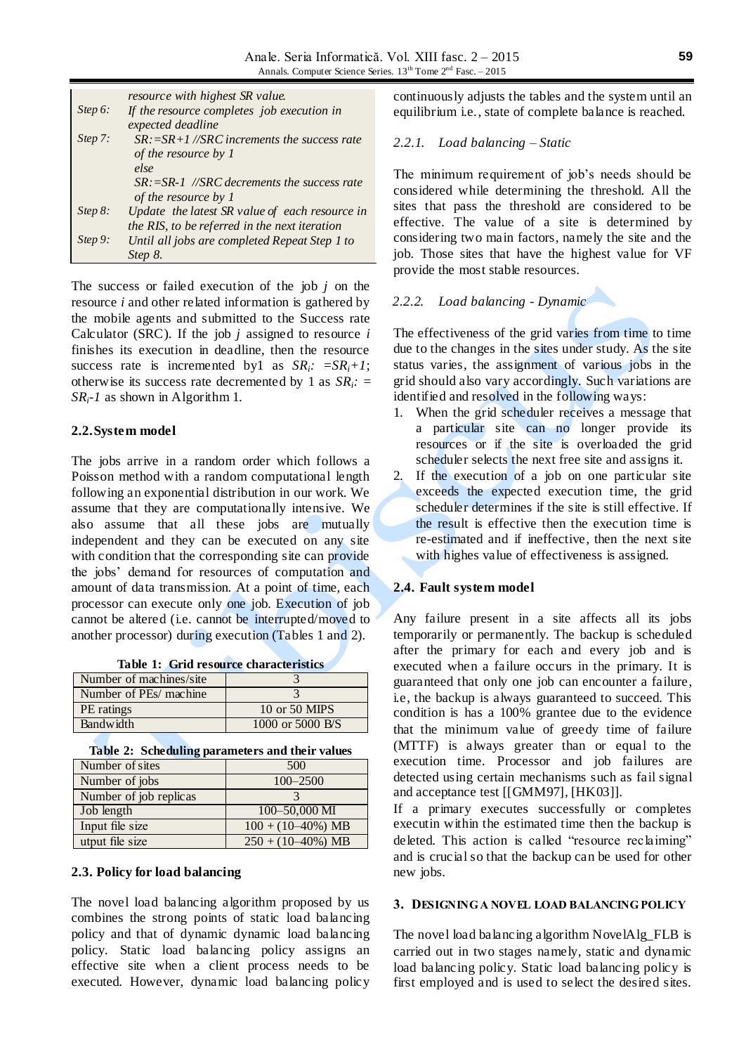| | |
|---|---|
| | *resource with highest SR value.* |
| *Step 6:* | *If the resource completes job execution in expected deadline* |
| *Step 7:* | *SR:=SR+1 //SRC increments the success rate of the resource by 1* |
| | *else* |
| | *SR:=SR-1 //SRC decrements the success rate of the resource by 1* |
| *Step 8:* | *Update the latest SR value of each resource in the RIS, to be referred in the next iteration* |
| *Step 9:* | *Until all jobs are completed Repeat Step 1 to Step 8.* |

The success or failed execution of the job *j* on the resource *i* and other related information is gathered by the mobile agents and submitted to the Success rate Calculator (SRC). If the job *j* assigned to resource *i* finishes its execution in deadline, then the resource success rate is incremented by1 as $SR_i$: $=SR_i+1$; otherwise its success rate decremented by 1 as $SR_i$: $= SR_i-1$ as shown in Algorithm 1.

## 2.2. System model

The jobs arrive in a random order which follows a Poisson method with a random computational length following an exponential distribution in our work. We assume that they are computationally intensive. We also assume that all these jobs are mutually independent and they can be executed on any site with condition that the corresponding site can provide the jobs' demand for resources of computation and amount of data transmission. At a point of time, each processor can execute only one job. Execution of job cannot be altered (i.e. cannot be interrupted/moved to another processor) during execution (Tables 1 and 2).

**Table 1: Grid resource characteristics**

| | |
|---|---|
| Number of machines/site | 3 |
| Number of PEs/ machine | 3 |
| PE ratings | 10 or 50 MIPS |
| Bandwidth | 1000 or 5000 B/S |

**Table 2: Scheduling parameters and their values**

| | |
|---|---|
| Number of sites | 500 |
| Number of jobs | 100–2500 |
| Number of job replicas | 3 |
| Job length | 100–50,000 MI |
| Input file size | 100 + (10–40%) MB |
| utput file size | 250 + (10–40%) MB |

## 2.3. Policy for load balancing

The novel load balancing algorithm proposed by us combines the strong points of static load balancing policy and that of dynamic dynamic load balancing policy. Static load balancing policy assigns an effective site when a client process needs to be executed. However, dynamic load balancing policy continuously adjusts the tables and the system until an equilibrium i.e., state of complete balance is reached.

### *2.2.1. Load balancing – Static*

The minimum requirement of job's needs should be considered while determining the threshold. All the sites that pass the threshold are considered to be effective. The value of a site is determined by considering two main factors, namely the site and the job. Those sites that have the highest value for VF provide the most stable resources.

### *2.2.2. Load balancing - Dynamic*

The effectiveness of the grid varies from time to time due to the changes in the sites under study. As the site status varies, the assignment of various jobs in the grid should also vary accordingly. Such variations are identified and resolved in the following ways:

1. When the grid scheduler receives a message that a particular site can no longer provide its resources or if the site is overloaded the grid scheduler selects the next free site and assigns it.
2. If the execution of a job on one particular site exceeds the expected execution time, the grid scheduler determines if the site is still effective. If the result is effective then the execution time is re-estimated and if ineffective, then the next site with highes value of effectiveness is assigned.

## 2.4. Fault system model

Any failure present in a site affects all its jobs temporarily or permanently. The backup is scheduled after the primary for each and every job and is executed when a failure occurs in the primary. It is guaranteed that only one job can encounter a failure, i.e, the backup is always guaranteed to succeed. This condition is has a 100% grantee due to the evidence that the minimum value of greedy time of failure (MTTF) is always greater than or equal to the execution time. Processor and job failures are detected using certain mechanisms such as fail signal and acceptance test [[GMM97], [HK03]].

If a primary executes successfully or completes executin within the estimated time then the backup is deleted. This action is called "resource reclaiming" and is crucial so that the backup can be used for other new jobs.

## 3. DESIGNING A NOVEL LOAD BALANCING POLICY

The novel load balancing algorithm NovelAlg_FLB is carried out in two stages namely, static and dynamic load balancing policy. Static load balancing policy is first employed and is used to select the desired sites.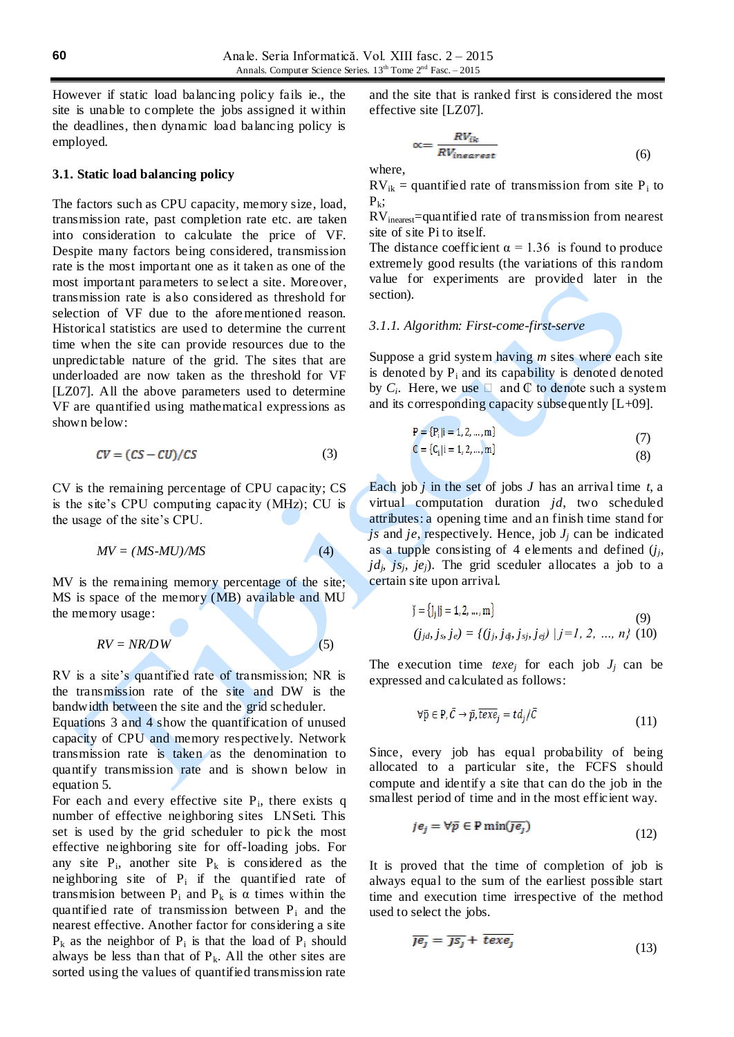However if static load balancing policy fails ie., the site is unable to complete the jobs assigned it within the deadlines, then dynamic load balancing policy is employed.

### 3.1. Static load balancing policy

The factors such as CPU capacity, memory size, load, transmission rate, past completion rate etc. are taken into consideration to calculate the price of VF. Despite many factors being considered, transmission rate is the most important one as it taken as one of the most important parameters to select a site. Moreover, transmission rate is also considered as threshold for selection of VF due to the aforementioned reason. Historical statistics are used to determine the current time when the site can provide resources due to the unpredictable nature of the grid. The sites that are underloaded are now taken as the threshold for VF [LZ07]. All the above parameters used to determine VF are quantified using mathematical expressions as shown below:

$$CV = (CS - CU)/CS \tag{3}$$

CV is the remaining percentage of CPU capacity; CS is the site's CPU computing capacity (MHz); CU is the usage of the site's CPU.

$$MV = (MS\text{-}MU)/MS \tag{4}$$

MV is the remaining memory percentage of the site; MS is space of the memory (MB) available and MU the memory usage:

$$RV = NR/DW \tag{5}$$

RV is a site's quantified rate of transmission; NR is the transmission rate of the site and DW is the bandwidth between the site and the grid scheduler. Equations 3 and 4 show the quantification of unused capacity of CPU and memory respectively. Network transmission rate is taken as the denomination to quantify transmission rate and is shown below in equation 5.

For each and every effective site $P_i$, there exists q number of effective neighboring sites LNSeti. This set is used by the grid scheduler to pick the most effective neighboring site for off-loading jobs. For any site $P_i$, another site $P_k$ is considered as the neighboring site of $P_i$ if the quantified rate of transmission between $P_i$ and $P_k$ is α times within the quantified rate of transmission between $P_i$ and the nearest effective. Another factor for considering a site $P_k$ as the neighbor of $P_i$ is that the load of $P_i$ should always be less than that of $P_k$. All the other sites are sorted using the values of quantified transmission rate and the site that is ranked first is considered the most effective site [LZ07].

$$\propto = \frac{RV_{ik}}{RV_{inearest}} \tag{6}$$

where,

$RV_{ik}$ = quantified rate of transmission from site $P_i$ to $P_k$;

$RV_{inearest}$=quantified rate of transmission from nearest site of site Pi to itself.

The distance coefficient α = 1.36 is found to produce extremely good results (the variations of this random value for experiments are provided later in the section).

*3.1.1. Algorithm: First-come-first-serve*

Suppose a grid system having *m* sites where each site is denoted by $P_i$ and its capability is denoted denoted by $C_i$. Here, we use □ and ℂ to denote such a system and its corresponding capacity subsequently [L+09].

$$\mathbb{P} = \{P_i | i = 1, 2, \ldots, m\} \tag{7}$$

$$\mathbb{C} = \{C_i | i = 1, 2, \ldots, m\} \tag{8}$$

Each job *j* in the set of jobs *J* has an arrival time *t*, a virtual computation duration *jd*, two scheduled attributes: a opening time and an finish time stand for *js* and *je*, respectively. Hence, job $J_j$ can be indicated as a tupple consisting of 4 elements and defined ($j_j$, $jd_j$, $js_j$, $je_j$). The grid sceduler allocates a job to a certain site upon arrival.

$$\mathbb{J} = \{J_j | j = 1, 2, \ldots, m\} \tag{9}$$

$$(j_{jd}, j_s, j_e) = \{(j_j, j_{dj}, j_{sj}, j_{ej}) \mid j=1, 2, \ldots, n\} \tag{10}$$

The execution time $texe_j$ for each job $J_j$ can be expressed and calculated as follows:

$$\forall \bar{p} \in \mathbb{P}, \bar{C} \to \bar{p}, \overline{texe_j} = td_j/\bar{C} \tag{11}$$

Since, every job has equal probability of being allocated to a particular site, the FCFS should compute and identify a site that can do the job in the smallest period of time and in the most efficient way.

$$je_j = \forall \bar{p} \in \mathbb{P} \min(\overline{je_j}) \tag{12}$$

It is proved that the time of completion of job is always equal to the sum of the earliest possible start time and execution time irrespective of the method used to select the jobs.

$$\overline{je_j} = \overline{js_j} + \overline{texe_j} \tag{13}$$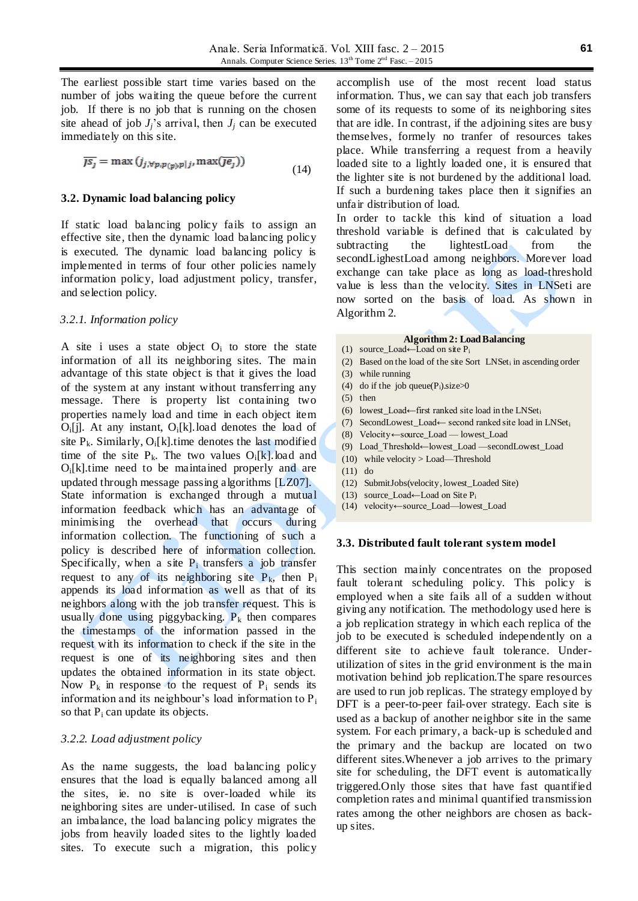The earliest possible start time varies based on the number of jobs waiting the queue before the current job. If there is no job that is running on the chosen site ahead of job $J_j$'s arrival, then $J_j$ can be executed immediately on this site.

$$\overline{js_j} = \max\left(j_{j,\forall p,p(p)p|j}, \max(\overline{je_j})\right) \tag{14}$$

### 3.2. Dynamic load balancing policy

If static load balancing policy fails to assign an effective site, then the dynamic load balancing policy is executed. The dynamic load balancing policy is implemented in terms of four other policies namely load information policy, load adjustment policy, transfer, and selection policy.

#### *3.2.1. Information policy*

A site i uses a state object $O_i$ to store the state information of all its neighboring sites. The main advantage of this state object is that it gives the load of the system at any instant without transferring any message. There is property list containing two properties namely load and time in each object item $O_i[j]$. At any instant, $O_i[k]$.load denotes the load of site $P_k$. Similarly, $O_i[k]$.time denotes the last modified time of the site $P_k$. The two values $O_i[k]$.load and $O_i[k]$.time need to be maintained properly and are updated through message passing algorithms [LZ07]. State information is exchanged through a mutual information feedback which has an advantage of minimising the overhead that occurs during information collection. The functioning of such a policy is described here of information collection. Specifically, when a site $P_i$ transfers a job transfer request to any of its neighboring site $P_k$, then $P_i$ appends its load information as well as that of its neighbors along with the job transfer request. This is usually done using piggybacking. $P_k$ then compares the timestamps of the information passed in the request with its information to check if the site in the request is one of its neighboring sites and then updates the obtained information in its state object. Now $P_k$ in response to the request of $P_i$ sends its information and its neighbour's load information to $P_i$ so that $P_i$ can update its objects.

#### *3.2.2. Load adjustment policy*

As the name suggests, the load balancing policy ensures that the load is equally balanced among all the sites, ie. no site is over-loaded while its neighboring sites are under-utilised. In case of such an imbalance, the load balancing policy migrates the jobs from heavily loaded sites to the lightly loaded sites. To execute such a migration, this policy accomplish use of the most recent load status information. Thus, we can say that each job transfers some of its requests to some of its neighboring sites that are idle. In contrast, if the adjoining sites are busy themselves, formely no tranfer of resources takes place. While transferring a request from a heavily loaded site to a lightly loaded one, it is ensured that the lighter site is not burdened by the additional load. If such a burdening takes place then it signifies an unfair distribution of load.

In order to tackle this kind of situation a load threshold variable is defined that is calculated by subtracting the lightestLoad from the secondLighestLoad among neighbors. Morever load exchange can take place as long as load-threshold value is less than the velocity. Sites in LNSeti are now sorted on the basis of load. As shown in Algorithm 2.

**Algorithm 2: Load Balancing**

(1) source_Load←Load on site $P_i$
(2) Based on the load of the site Sort LNSet$_i$ in ascending order
(3) while running
(4) do if the job queue($P_i$).size>0
(5) then
(6) lowest_Load←first ranked site load in the LNSet$_i$
(7) SecondLowest_Load← second ranked site load in LNSet$_i$
(8) Velocity←source_Load — lowest_Load
(9) Load_Threshold←lowest_Load —secondLowest_Load
(10) while velocity > Load—Threshold
(11) do
(12) SubmitJobs(velocity, lowest_Loaded Site)
(13) source_Load←Load on Site $P_i$
(14) velocity←source_Load—lowest_Load

### 3.3. Distributed fault tolerant system model

This section mainly concentrates on the proposed fault tolerant scheduling policy. This policy is employed when a site fails all of a sudden without giving any notification. The methodology used here is a job replication strategy in which each replica of the job to be executed is scheduled independently on a different site to achieve fault tolerance. Under-utilization of sites in the grid environment is the main motivation behind job replication.The spare resources are used to run job replicas. The strategy employed by DFT is a peer-to-peer fail-over strategy. Each site is used as a backup of another neighbor site in the same system. For each primary, a back-up is scheduled and the primary and the backup are located on two different sites.Whenever a job arrives to the primary site for scheduling, the DFT event is automatically triggered.Only those sites that have fast quantified completion rates and minimal quantified transmission rates among the other neighbors are chosen as back-up sites.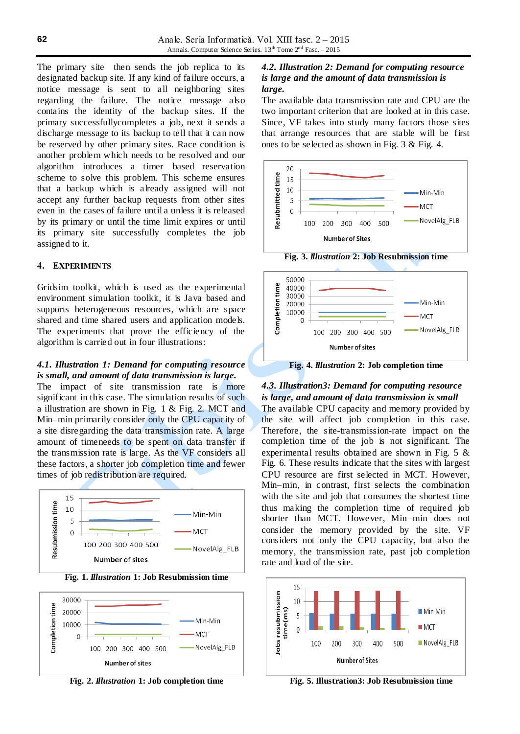The primary site then sends the job replica to its designated backup site. If any kind of failure occurs, a notice message is sent to all neighboring sites regarding the failure. The notice message also contains the identity of the backup sites. If the primary successfullycompletes a job, next it sends a discharge message to its backup to tell that it can now be reserved by other primary sites. Race condition is another problem which needs to be resolved and our algorithm introduces a timer based reservation scheme to solve this problem. This scheme ensures that a backup which is already assigned will not accept any further backup requests from other sites even in the cases of failure until a unless it is released by its primary or until the time limit expires or until its primary site successfully completes the job assigned to it.

## 4. EXPERIMENTS

Gridsim toolkit, which is used as the experimental environment simulation toolkit, it is Java based and supports heterogeneous resources, which are space shared and time shared users and application models. The experiments that prove the efficiency of the algorithm is carried out in four illustrations:

### *4.1. Illustration 1: Demand for computing resource is small, and amount of data transmission is large.*

The impact of site transmission rate is more significant in this case. The simulation results of such a illustration are shown in Fig. 1 & Fig. 2. MCT and Min–min primarily consider only the CPU capacity of a site disregarding the data transmission rate. A large amount of timeneeds to be spent on data transfer if the transmission rate is large. As the VF considers all these factors, a shorter job completion time and fewer times of job redistribution are required.

**Fig. 1. *Illustration* 1: Job Resubmission time**

**Fig. 2. *Illustration* 1: Job completion time**

### *4.2. Illustration 2: Demand for computing resource is large and the amount of data transmission is large.*

The available data transmission rate and CPU are the two important criterion that are looked at in this case. Since, VF takes into study many factors those sites that arrange resources that are stable will be first ones to be selected as shown in Fig. 3 & Fig. 4.

**Fig. 3. *Illustration* 2: Job Resubmission time**

**Fig. 4. *Illustration* 2: Job completion time**

### *4.3. Illustration3: Demand for computing resource is large, and amount of data transmission is small*

The available CPU capacity and memory provided by the site will affect job completion in this case. Therefore, the site-transmission-rate impact on the completion time of the job is not significant. The experimental results obtained are shown in Fig. 5 & Fig. 6. These results indicate that the sites with largest CPU resource are first selected in MCT. However, Min–min, in contrast, first selects the combination with the site and job that consumes the shortest time thus making the completion time of required job shorter than MCT. However, Min–min does not consider the memory provided by the site. VF considers not only the CPU capacity, but also the memory, the transmission rate, past job completion rate and load of the site.

**Fig. 5. Illustration3: Job Resubmission time**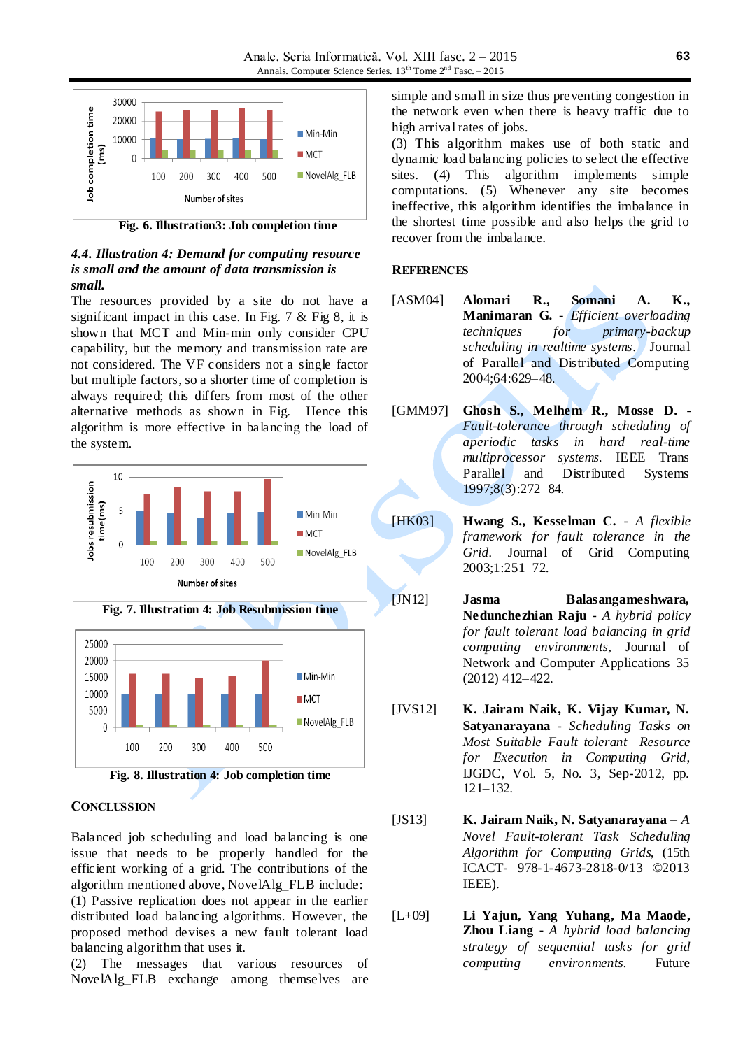Fig. 6. Illustration3: Job completion time

### 4.4. Illustration 4: Demand for computing resource is small and the amount of data transmission is small.

The resources provided by a site do not have a significant impact in this case. In Fig. 7 & Fig 8, it is shown that MCT and Min-min only consider CPU capability, but the memory and transmission rate are not considered. The VF considers not a single factor but multiple factors, so a shorter time of completion is always required; this differs from most of the other alternative methods as shown in Fig. Hence this algorithm is more effective in balancing the load of the system.

Fig. 7. Illustration 4: Job Resubmission time

Fig. 8. Illustration 4: Job completion time

## CONCLUSSION

Balanced job scheduling and load balancing is one issue that needs to be properly handled for the efficient working of a grid. The contributions of the algorithm mentioned above, NovelAlg_FLB include:

(1) Passive replication does not appear in the earlier distributed load balancing algorithms. However, the proposed method devises a new fault tolerant load balancing algorithm that uses it.

(2) The messages that various resources of NovelAlg_FLB exchange among themselves are simple and small in size thus preventing congestion in the network even when there is heavy traffic due to high arrival rates of jobs.

(3) This algorithm makes use of both static and dynamic load balancing policies to select the effective sites. (4) This algorithm implements simple computations. (5) Whenever any site becomes ineffective, this algorithm identifies the imbalance in the shortest time possible and also helps the grid to recover from the imbalance.

## REFERENCES

[ASM04] **Alomari R., Somani A. K., Manimaran G.** - *Efficient overloading techniques for primary-backup scheduling in realtime systems*. Journal of Parallel and Distributed Computing 2004;64:629–48.

[GMM97] **Ghosh S., Melhem R., Mosse D.** - *Fault-tolerance through scheduling of aperiodic tasks in hard real-time multiprocessor systems.* IEEE Trans Parallel and Distributed Systems 1997;8(3):272–84.

[HK03] **Hwang S., Kesselman C.** - *A flexible framework for fault tolerance in the Grid*. Journal of Grid Computing 2003;1:251–72.

[JN12] **Jasma Balasangameshwara, Nedunchezhian Raju** - *A hybrid policy for fault tolerant load balancing in grid computing environments*, Journal of Network and Computer Applications 35 (2012) 412–422.

[JVS12] **K. Jairam Naik, K. Vijay Kumar, N. Satyanarayana** - *Scheduling Tasks on Most Suitable Fault tolerant Resource for Execution in Computing Grid*, IJGDC, Vol. 5, No. 3, Sep-2012, pp. 121–132.

[JS13] **K. Jairam Naik, N. Satyanarayana** – *A Novel Fault-tolerant Task Scheduling Algorithm for Computing Grids*, (15th ICACT- 978-1-4673-2818-0/13 ©2013 IEEE).

[L+09] **Li Yajun, Yang Yuhang, Ma Maode, Zhou Liang** - *A hybrid load balancing strategy of sequential tasks for grid computing environments.* Future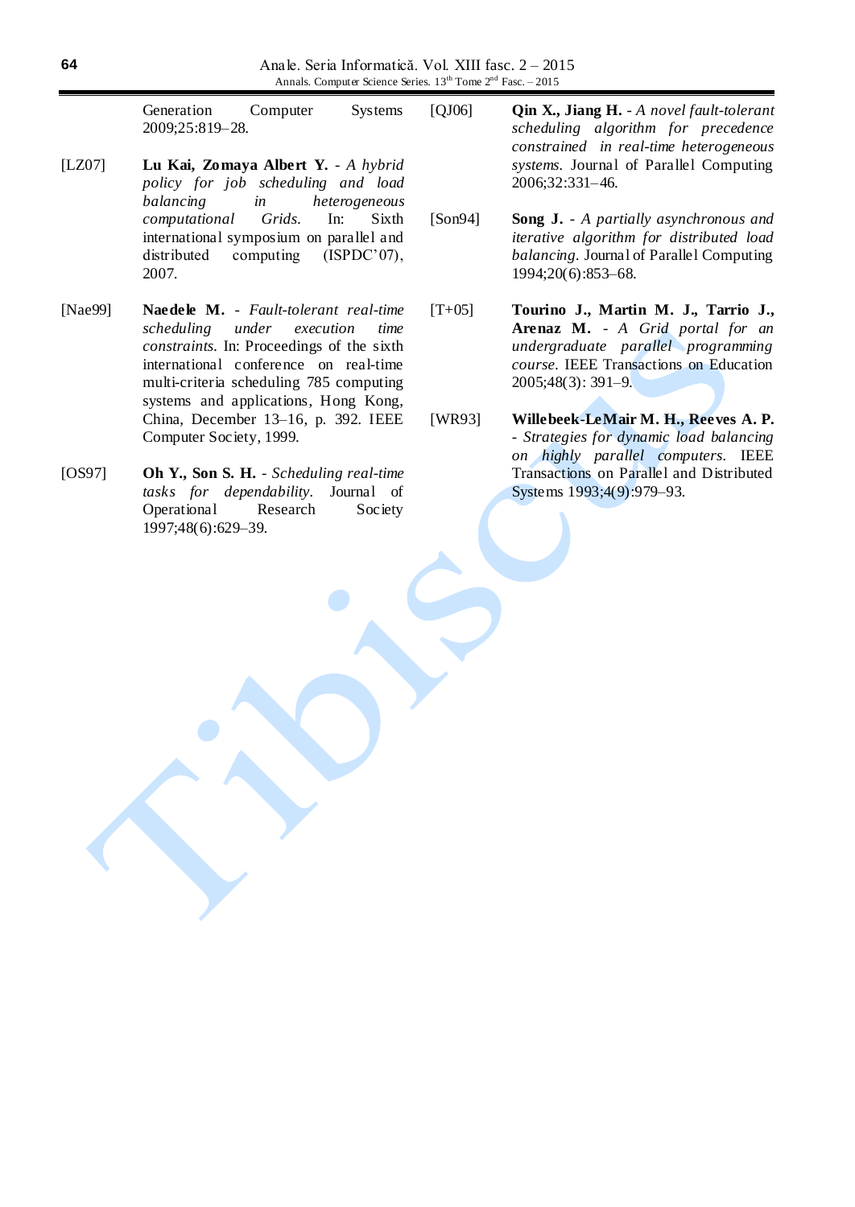Generation Computer Systems 2009;25:819–28.

[LZ07] **Lu Kai, Zomaya Albert Y.** - *A hybrid policy for job scheduling and load balancing in heterogeneous computational Grids.* In: Sixth international symposium on parallel and distributed computing (ISPDC'07), 2007.

[Nae99] **Naedele M.** - *Fault-tolerant real-time scheduling under execution time constraints.* In: Proceedings of the sixth international conference on real-time multi-criteria scheduling 785 computing systems and applications, Hong Kong, China, December 13–16, p. 392. IEEE Computer Society, 1999.

[OS97] **Oh Y., Son S. H.** - *Scheduling real-time tasks for dependability.* Journal of Operational Research Society 1997;48(6):629–39.

[QJ06] **Qin X., Jiang H.** - *A novel fault-tolerant scheduling algorithm for precedence constrained in real-time heterogeneous systems.* Journal of Parallel Computing 2006;32:331–46.

[Son94] **Song J.** - *A partially asynchronous and iterative algorithm for distributed load balancing.* Journal of Parallel Computing 1994;20(6):853–68.

[T+05] **Tourino J., Martin M. J., Tarrio J., Arenaz M.** - *A Grid portal for an undergraduate parallel programming course.* IEEE Transactions on Education 2005;48(3): 391–9.

[WR93] **Willebeek-LeMair M. H., Reeves A. P.** - *Strategies for dynamic load balancing on highly parallel computers.* IEEE Transactions on Parallel and Distributed Systems 1993;4(9):979–93.